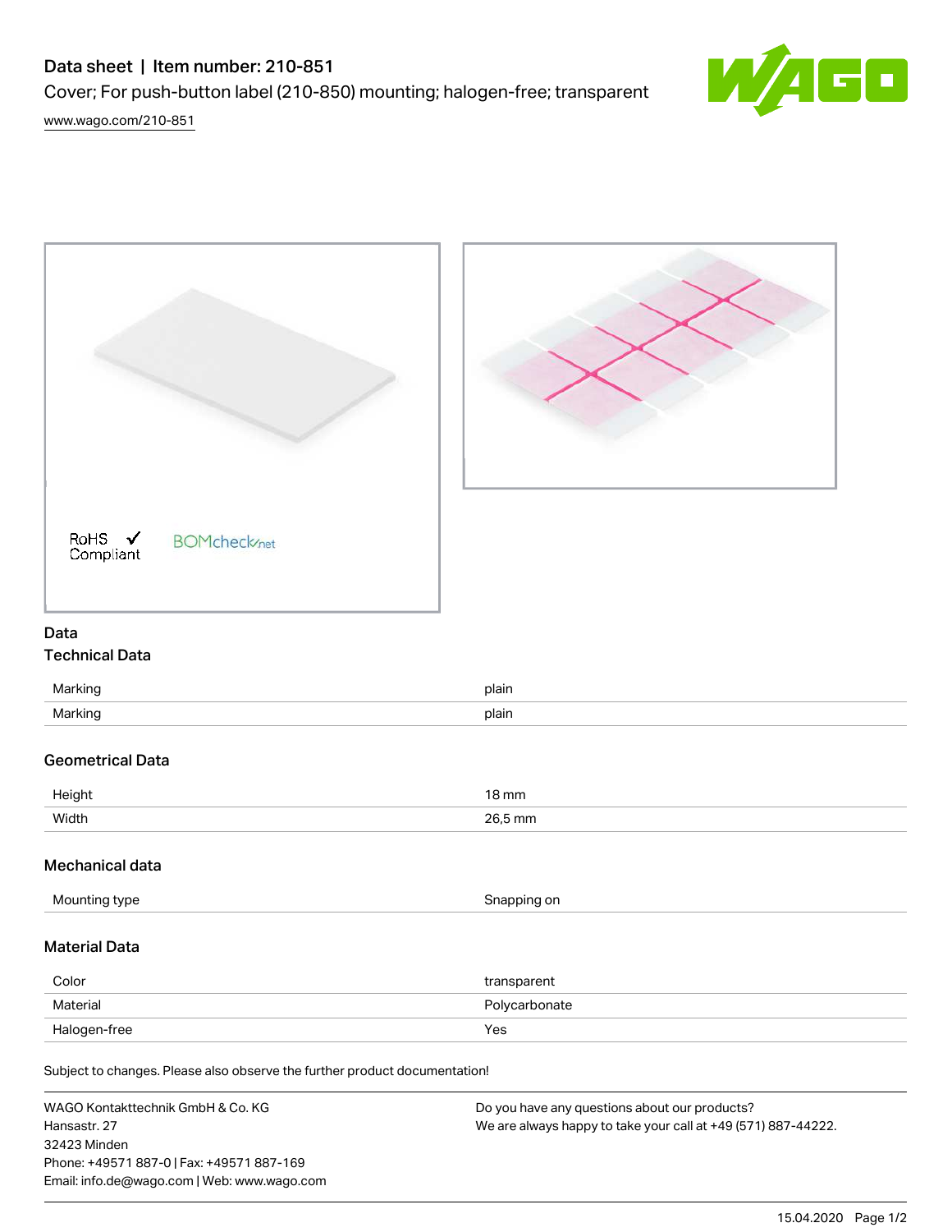# Data sheet | Item number: 210-851

Cover; For push-button label (210-850) mounting; halogen-free; transparent

www.wago.com/210-851

RoHS ✓ Compliant    BOMcheck.net

## Data

### Technical Data

| | |
|---|---|
| Marking | plain |
| Marking | plain |

### Geometrical Data

| | |
|---|---|
| Height | 18 mm |
| Width | 26,5 mm |

### Mechanical data

| | |
|---|---|
| Mounting type | Snapping on |

### Material Data

| | |
|---|---|
| Color | transparent |
| Material | Polycarbonate |
| Halogen-free | Yes |

Subject to changes. Please also observe the further product documentation!

WAGO Kontakttechnik GmbH & Co. KG
Hansastr. 27
32423 Minden
Phone: +49571 887-0 | Fax: +49571 887-169
Email: info.de@wago.com | Web: www.wago.com

Do you have any questions about our products?
We are always happy to take your call at +49 (571) 887-44222.

15.04.2020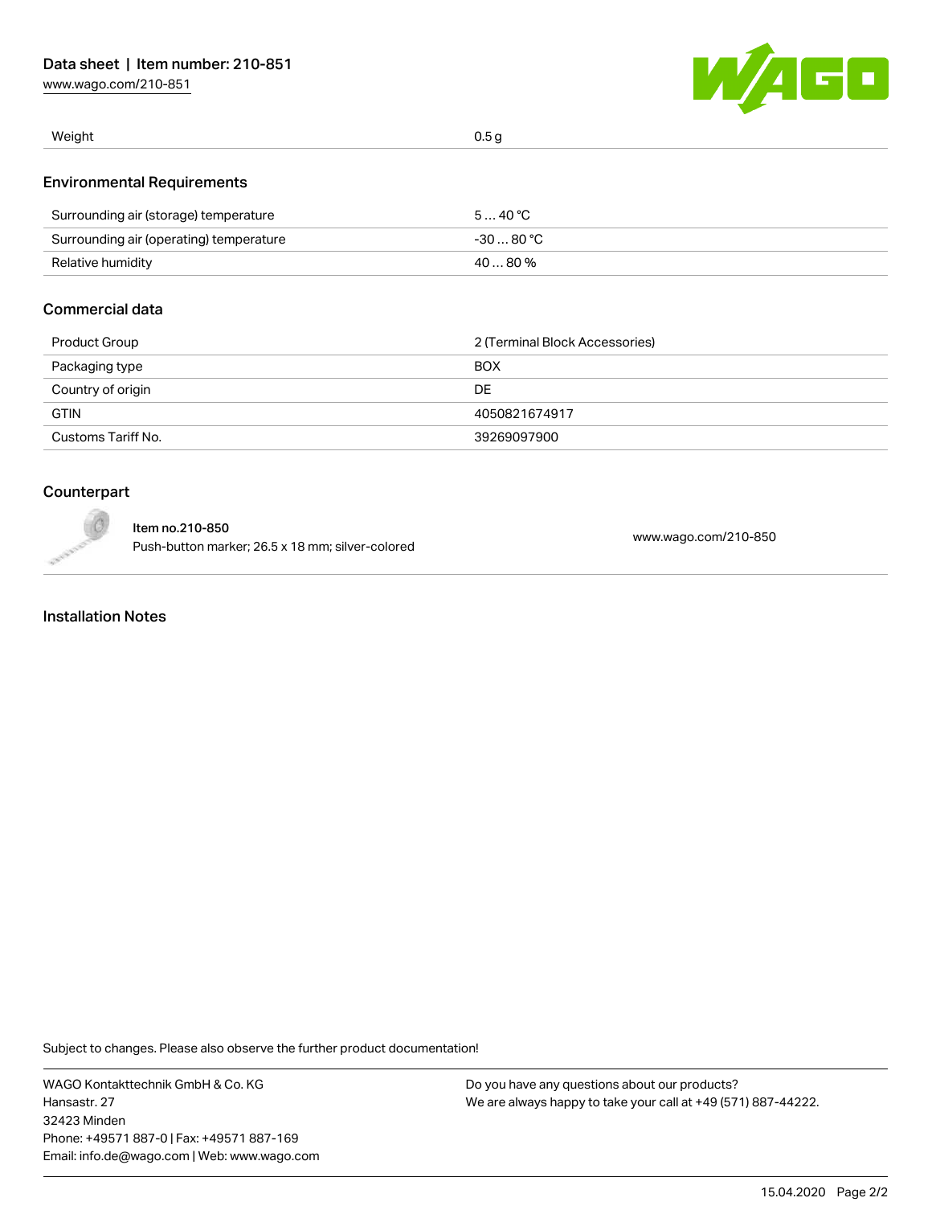| | |
|---|---|
| Weight | 0.5 g |

## Environmental Requirements

| | |
|---|---|
| Surrounding air (storage) temperature | 5 … 40 °C |
| Surrounding air (operating) temperature | -30 … 80 °C |
| Relative humidity | 40 … 80 % |

## Commercial data

| | |
|---|---|
| Product Group | 2 (Terminal Block Accessories) |
| Packaging type | BOX |
| Country of origin | DE |
| GTIN | 4050821674917 |
| Customs Tariff No. | 39269097900 |

## Counterpart

**Item no.210-850**
Push-button marker; 26.5 x 18 mm; silver-colored

www.wago.com/210-850

## Installation Notes

Subject to changes. Please also observe the further product documentation!

WAGO Kontakttechnik GmbH & Co. KG
Hansastr. 27
32423 Minden
Phone: +49571 887-0 | Fax: +49571 887-169
Email: info.de@wago.com | Web: www.wago.com

Do you have any questions about our products?
We are always happy to take your call at +49 (571) 887-44222.